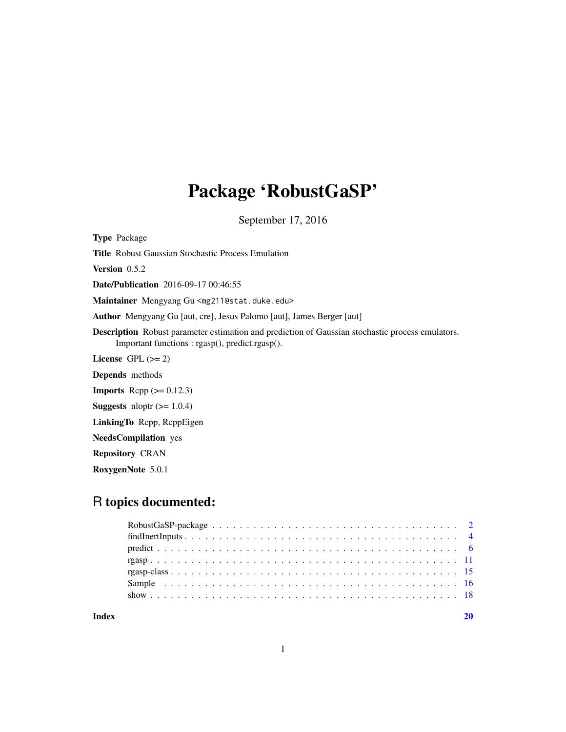# Package 'RobustGaSP'

September 17, 2016

**Type** Package

**Title** Robust Gaussian Stochastic Process Emulation

**Version** 0.5.2

**Date/Publication** 2016-09-17 00:46:55

**Maintainer** Mengyang Gu <mg211@stat.duke.edu>

**Author** Mengyang Gu [aut, cre], Jesus Palomo [aut], James Berger [aut]

**Description** Robust parameter estimation and prediction of Gaussian stochastic process emulators. Important functions : rgasp(), predict.rgasp().

**License** GPL (>= 2)

**Depends** methods

**Imports** Rcpp (>= 0.12.3)

**Suggests** nloptr (>= 1.0.4)

**LinkingTo** Rcpp, RcppEigen

**NeedsCompilation** yes

**Repository** CRAN

**RoxygenNote** 5.0.1

## R topics documented:

- RobustGaSP-package . . . . . . . . . . . . . . . . . . . . . . . . . . . . . . . . . . 2
- findInertInputs . . . . . . . . . . . . . . . . . . . . . . . . . . . . . . . . . . . . 4
- predict . . . . . . . . . . . . . . . . . . . . . . . . . . . . . . . . . . . . . . . . 6
- rgasp . . . . . . . . . . . . . . . . . . . . . . . . . . . . . . . . . . . . . . . . . 11
- rgasp-class . . . . . . . . . . . . . . . . . . . . . . . . . . . . . . . . . . . . . . 15
- Sample . . . . . . . . . . . . . . . . . . . . . . . . . . . . . . . . . . . . . . . . 16
- show . . . . . . . . . . . . . . . . . . . . . . . . . . . . . . . . . . . . . . . . . 18

**Index** **20**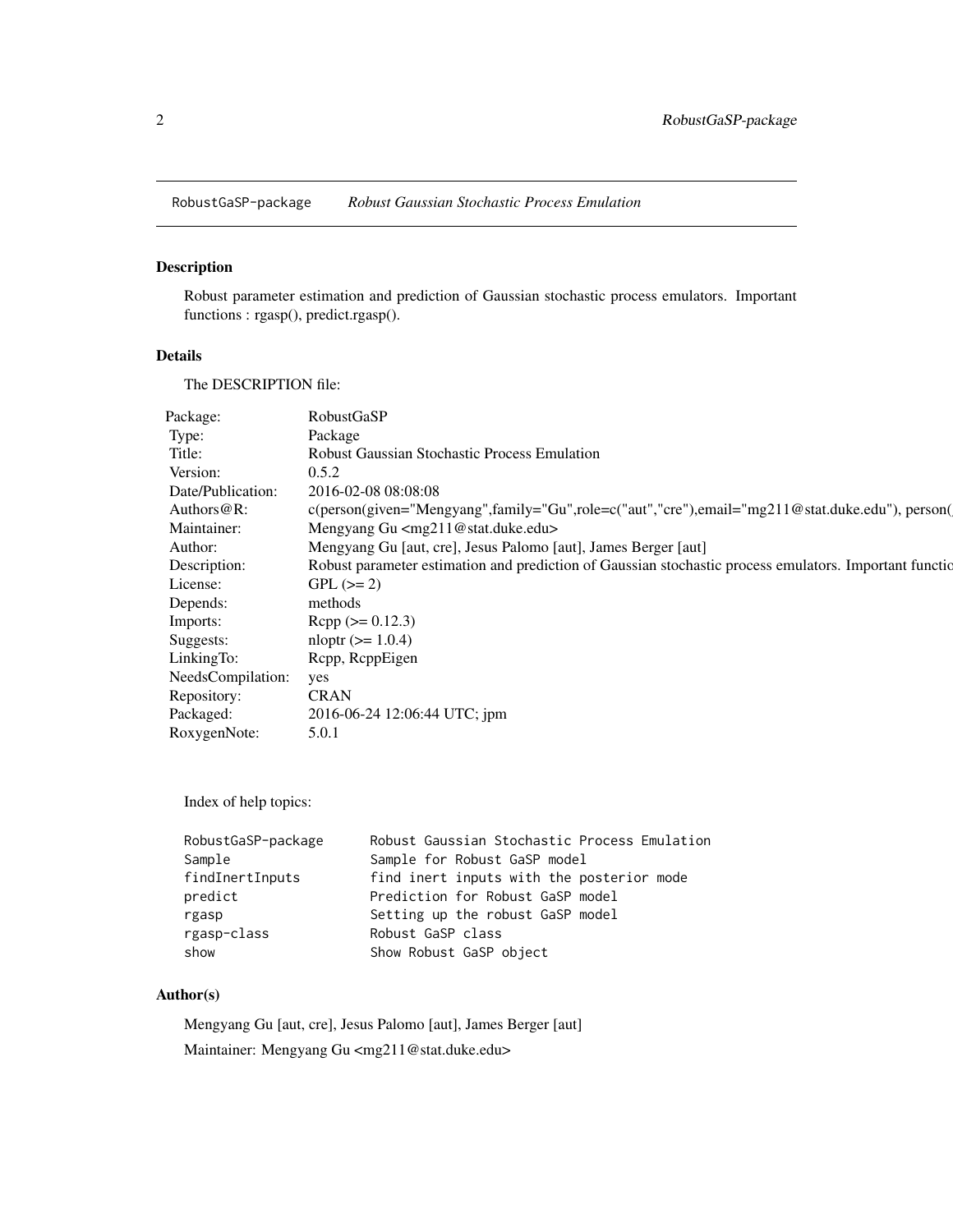RobustGaSP-package *Robust Gaussian Stochastic Process Emulation*

## Description

Robust parameter estimation and prediction of Gaussian stochastic process emulators. Important functions : rgasp(), predict.rgasp().

## Details

The DESCRIPTION file:

| | |
|---|---|
| Package: | RobustGaSP |
| Type: | Package |
| Title: | Robust Gaussian Stochastic Process Emulation |
| Version: | 0.5.2 |
| Date/Publication: | 2016-02-08 08:08:08 |
| Authors@R: | c(person(given="Mengyang",family="Gu",role=c("aut","cre"),email="mg211@stat.duke.edu"), person( |
| Maintainer: | Mengyang Gu <mg211@stat.duke.edu> |
| Author: | Mengyang Gu [aut, cre], Jesus Palomo [aut], James Berger [aut] |
| Description: | Robust parameter estimation and prediction of Gaussian stochastic process emulators. Important functio |
| License: | GPL (>= 2) |
| Depends: | methods |
| Imports: | Rcpp (>= 0.12.3) |
| Suggests: | nloptr (>= 1.0.4) |
| LinkingTo: | Rcpp, RcppEigen |
| NeedsCompilation: | yes |
| Repository: | CRAN |
| Packaged: | 2016-06-24 12:06:44 UTC; jpm |
| RoxygenNote: | 5.0.1 |

Index of help topics:

```
RobustGaSP-package      Robust Gaussian Stochastic Process Emulation
Sample                  Sample for Robust GaSP model
findInertInputs         find inert inputs with the posterior mode
predict                 Prediction for Robust GaSP model
rgasp                   Setting up the robust GaSP model
rgasp-class             Robust GaSP class
show                    Show Robust GaSP object
```

## Author(s)

Mengyang Gu [aut, cre], Jesus Palomo [aut], James Berger [aut]

Maintainer: Mengyang Gu <mg211@stat.duke.edu>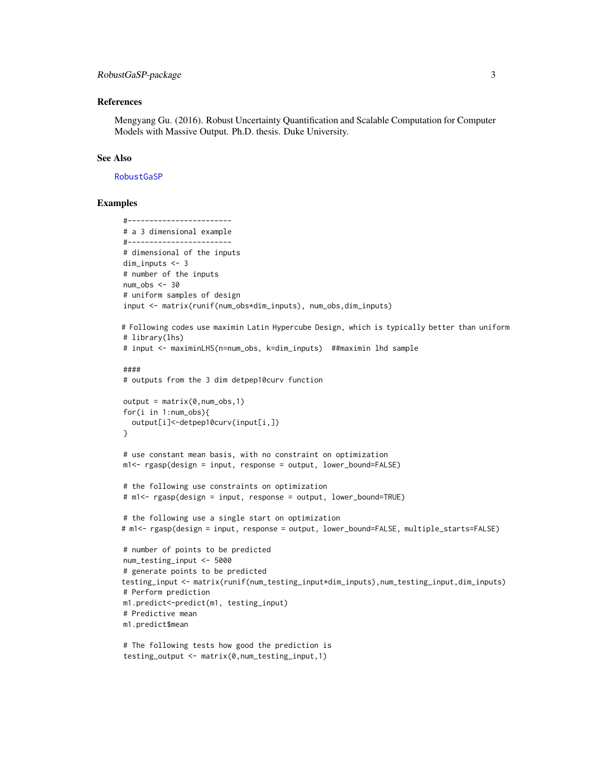## References

Mengyang Gu. (2016). Robust Uncertainty Quantification and Scalable Computation for Computer Models with Massive Output. Ph.D. thesis. Duke University.

## See Also

RobustGaSP

## Examples

```
#------------------------
# a 3 dimensional example
#------------------------
# dimensional of the inputs
dim_inputs <- 3
# number of the inputs
num_obs <- 30
# uniform samples of design
input <- matrix(runif(num_obs*dim_inputs), num_obs,dim_inputs)

# Following codes use maximin Latin Hypercube Design, which is typically better than uniform
# library(lhs)
# input <- maximinLHS(n=num_obs, k=dim_inputs)  ##maximin lhd sample

####
# outputs from the 3 dim detpep10curv function

output = matrix(0,num_obs,1)
for(i in 1:num_obs){
  output[i]<-detpep10curv(input[i,])
}

# use constant mean basis, with no constraint on optimization
m1<- rgasp(design = input, response = output, lower_bound=FALSE)

# the following use constraints on optimization
# m1<- rgasp(design = input, response = output, lower_bound=TRUE)

# the following use a single start on optimization
# m1<- rgasp(design = input, response = output, lower_bound=FALSE, multiple_starts=FALSE)

# number of points to be predicted
num_testing_input <- 5000
# generate points to be predicted
testing_input <- matrix(runif(num_testing_input*dim_inputs),num_testing_input,dim_inputs)
# Perform prediction
m1.predict<-predict(m1, testing_input)
# Predictive mean
m1.predict$mean

# The following tests how good the prediction is
testing_output <- matrix(0,num_testing_input,1)
```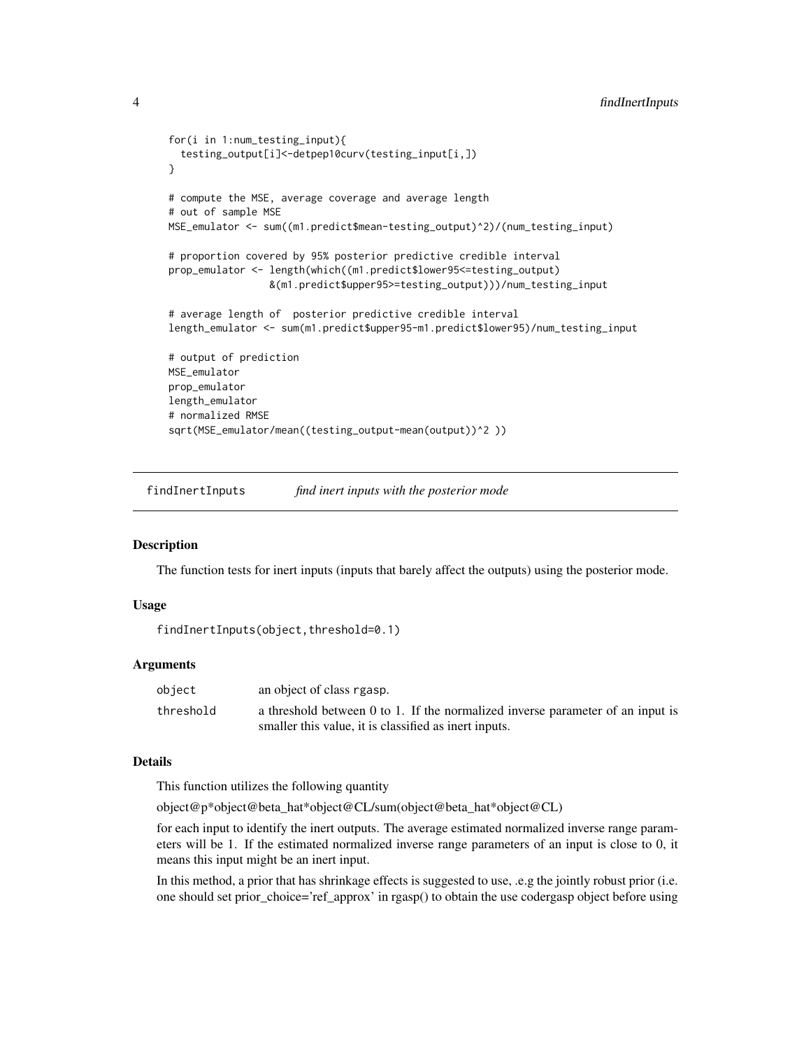```
for(i in 1:num_testing_input){
  testing_output[i]<-detpep10curv(testing_input[i,])
}

# compute the MSE, average coverage and average length
# out of sample MSE
MSE_emulator <- sum((m1.predict$mean-testing_output)^2)/(num_testing_input)

# proportion covered by 95% posterior predictive credible interval
prop_emulator <- length(which((m1.predict$lower95<=testing_output)
                 &(m1.predict$upper95>=testing_output)))/num_testing_input

# average length of  posterior predictive credible interval
length_emulator <- sum(m1.predict$upper95-m1.predict$lower95)/num_testing_input

# output of prediction
MSE_emulator
prop_emulator
length_emulator
# normalized RMSE
sqrt(MSE_emulator/mean((testing_output-mean(output))^2 ))
```

---

## findInertInputs *find inert inputs with the posterior mode*

### Description

The function tests for inert inputs (inputs that barely affect the outputs) using the posterior mode.

### Usage

```
findInertInputs(object,threshold=0.1)
```

### Arguments

| | |
|---|---|
| object | an object of class rgasp. |
| threshold | a threshold between 0 to 1. If the normalized inverse parameter of an input is smaller this value, it is classified as inert inputs. |

### Details

This function utilizes the following quantity

object@p*object@beta_hat*object@CL/sum(object@beta_hat*object@CL)

for each input to identify the inert outputs. The average estimated normalized inverse range parameters will be 1. If the estimated normalized inverse range parameters of an input is close to 0, it means this input might be an inert input.

In this method, a prior that has shrinkage effects is suggested to use, .e.g the jointly robust prior (i.e. one should set prior_choice='ref_approx' in rgasp() to obtain the use codergasp object before using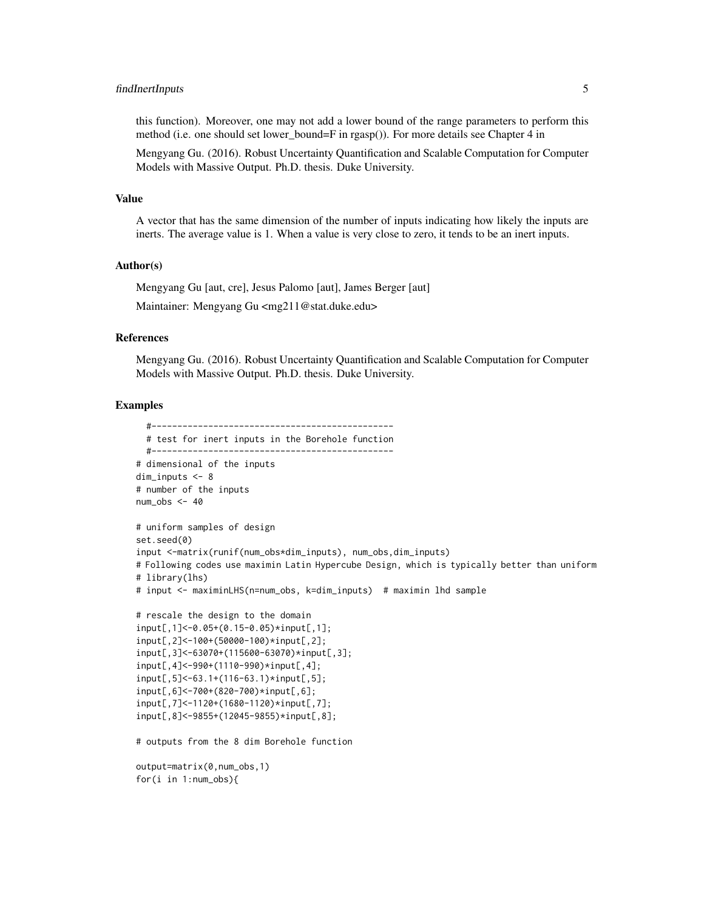this function). Moreover, one may not add a lower bound of the range parameters to perform this method (i.e. one should set lower_bound=F in rgasp()). For more details see Chapter 4 in

Mengyang Gu. (2016). Robust Uncertainty Quantification and Scalable Computation for Computer Models with Massive Output. Ph.D. thesis. Duke University.

### Value

A vector that has the same dimension of the number of inputs indicating how likely the inputs are inerts. The average value is 1. When a value is very close to zero, it tends to be an inert inputs.

### Author(s)

Mengyang Gu [aut, cre], Jesus Palomo [aut], James Berger [aut]

Maintainer: Mengyang Gu <mg211@stat.duke.edu>

### References

Mengyang Gu. (2016). Robust Uncertainty Quantification and Scalable Computation for Computer Models with Massive Output. Ph.D. thesis. Duke University.

### Examples

```
  #-----------------------------------------------
  # test for inert inputs in the Borehole function
  #-----------------------------------------------
# dimensional of the inputs
dim_inputs <- 8
# number of the inputs
num_obs <- 40

# uniform samples of design
set.seed(0)
input <-matrix(runif(num_obs*dim_inputs), num_obs,dim_inputs)
# Following codes use maximin Latin Hypercube Design, which is typically better than uniform
# library(lhs)
# input <- maximinLHS(n=num_obs, k=dim_inputs)  # maximin lhd sample

# rescale the design to the domain
input[,1]<-0.05+(0.15-0.05)*input[,1];
input[,2]<-100+(50000-100)*input[,2];
input[,3]<-63070+(115600-63070)*input[,3];
input[,4]<-990+(1110-990)*input[,4];
input[,5]<-63.1+(116-63.1)*input[,5];
input[,6]<-700+(820-700)*input[,6];
input[,7]<-1120+(1680-1120)*input[,7];
input[,8]<-9855+(12045-9855)*input[,8];

# outputs from the 8 dim Borehole function

output=matrix(0,num_obs,1)
for(i in 1:num_obs){
```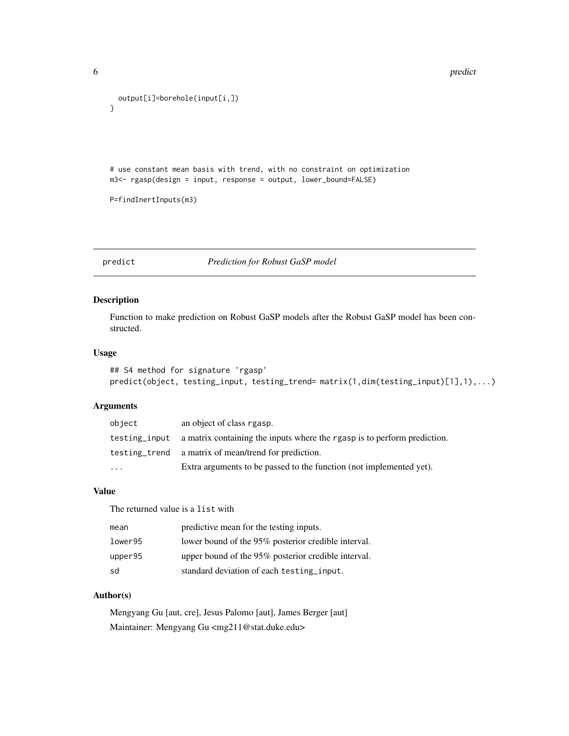```
  output[i]=borehole(input[i,])
}




# use constant mean basis with trend, with no constraint on optimization
m3<- rgasp(design = input, response = output, lower_bound=FALSE)

P=findInertInputs(m3)
```

---

## predict *Prediction for Robust GaSP model*

---

### Description

Function to make prediction on Robust GaSP models after the Robust GaSP model has been constructed.

### Usage

```
## S4 method for signature 'rgasp'
predict(object, testing_input, testing_trend= matrix(1,dim(testing_input)[1],1),...)
```

### Arguments

| | |
|---|---|
| `object` | an object of class `rgasp`. |
| `testing_input` | a matrix containing the inputs where the `rgasp` is to perform prediction. |
| `testing_trend` | a matrix of mean/trend for prediction. |
| `...` | Extra arguments to be passed to the function (not implemented yet). |

### Value

The returned value is a `list` with

| | |
|---|---|
| `mean` | predictive mean for the testing inputs. |
| `lower95` | lower bound of the 95% posterior credible interval. |
| `upper95` | upper bound of the 95% posterior credible interval. |
| `sd` | standard deviation of each `testing_input`. |

### Author(s)

Mengyang Gu [aut, cre], Jesus Palomo [aut], James Berger [aut]

Maintainer: Mengyang Gu <mg211@stat.duke.edu>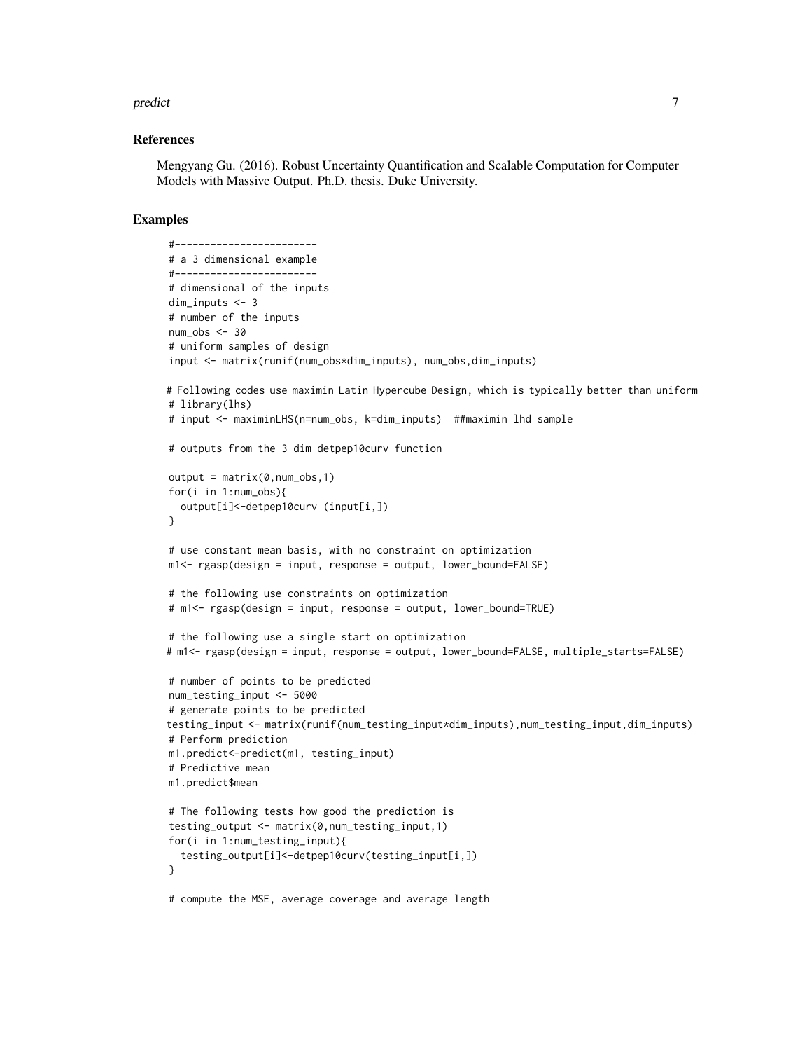### References

Mengyang Gu. (2016). Robust Uncertainty Quantification and Scalable Computation for Computer Models with Massive Output. Ph.D. thesis. Duke University.

### Examples

```
#------------------------
# a 3 dimensional example
#------------------------
# dimensional of the inputs
dim_inputs <- 3
# number of the inputs
num_obs <- 30
# uniform samples of design
input <- matrix(runif(num_obs*dim_inputs), num_obs,dim_inputs)

# Following codes use maximin Latin Hypercube Design, which is typically better than uniform
# library(lhs)
# input <- maximinLHS(n=num_obs, k=dim_inputs)  ##maximin lhd sample

# outputs from the 3 dim detpep10curv function

output = matrix(0,num_obs,1)
for(i in 1:num_obs){
  output[i]<-detpep10curv (input[i,])
}

# use constant mean basis, with no constraint on optimization
m1<- rgasp(design = input, response = output, lower_bound=FALSE)

# the following use constraints on optimization
# m1<- rgasp(design = input, response = output, lower_bound=TRUE)

# the following use a single start on optimization
# m1<- rgasp(design = input, response = output, lower_bound=FALSE, multiple_starts=FALSE)

# number of points to be predicted
num_testing_input <- 5000
# generate points to be predicted
testing_input <- matrix(runif(num_testing_input*dim_inputs),num_testing_input,dim_inputs)
# Perform prediction
m1.predict<-predict(m1, testing_input)
# Predictive mean
m1.predict$mean

# The following tests how good the prediction is
testing_output <- matrix(0,num_testing_input,1)
for(i in 1:num_testing_input){
  testing_output[i]<-detpep10curv(testing_input[i,])
}

# compute the MSE, average coverage and average length
```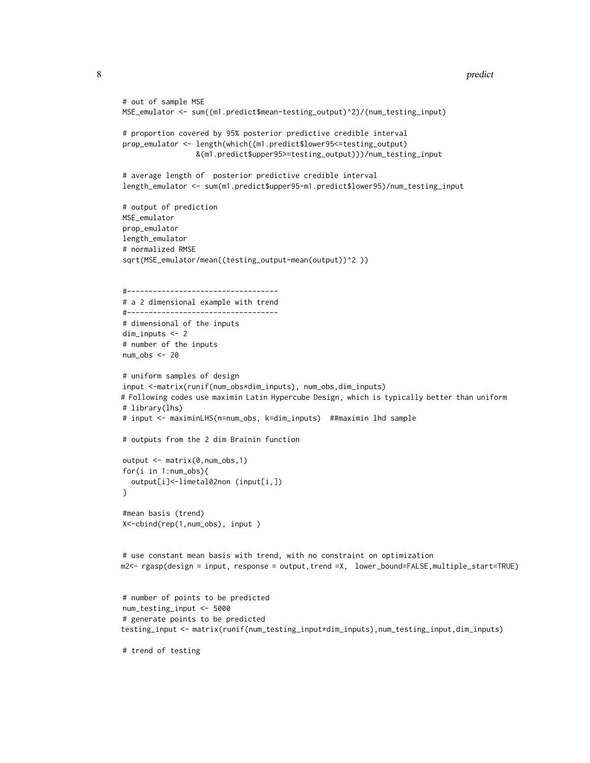```
# out of sample MSE
MSE_emulator <- sum((m1.predict$mean-testing_output)^2)/(num_testing_input)

# proportion covered by 95% posterior predictive credible interval
prop_emulator <- length(which((m1.predict$lower95<=testing_output)
                 &(m1.predict$upper95>=testing_output)))/num_testing_input

# average length of  posterior predictive credible interval
length_emulator <- sum(m1.predict$upper95-m1.predict$lower95)/num_testing_input

# output of prediction
MSE_emulator
prop_emulator
length_emulator
# normalized RMSE
sqrt(MSE_emulator/mean((testing_output-mean(output))^2 ))


#-----------------------------------
# a 2 dimensional example with trend
#-----------------------------------
# dimensional of the inputs
dim_inputs <- 2
# number of the inputs
num_obs <- 20

# uniform samples of design
input <-matrix(runif(num_obs*dim_inputs), num_obs,dim_inputs)
# Following codes use maximin Latin Hypercube Design, which is typically better than uniform
# library(lhs)
# input <- maximinLHS(n=num_obs, k=dim_inputs)  ##maximin lhd sample

# outputs from the 2 dim Brainin function

output <- matrix(0,num_obs,1)
for(i in 1:num_obs){
  output[i]<-limetal02non (input[i,])
}

#mean basis (trend)
X<-cbind(rep(1,num_obs), input )


# use constant mean basis with trend, with no constraint on optimization
m2<- rgasp(design = input, response = output,trend =X,  lower_bound=FALSE,multiple_start=TRUE)


# number of points to be predicted
num_testing_input <- 5000
# generate points to be predicted
testing_input <- matrix(runif(num_testing_input*dim_inputs),num_testing_input,dim_inputs)

# trend of testing
```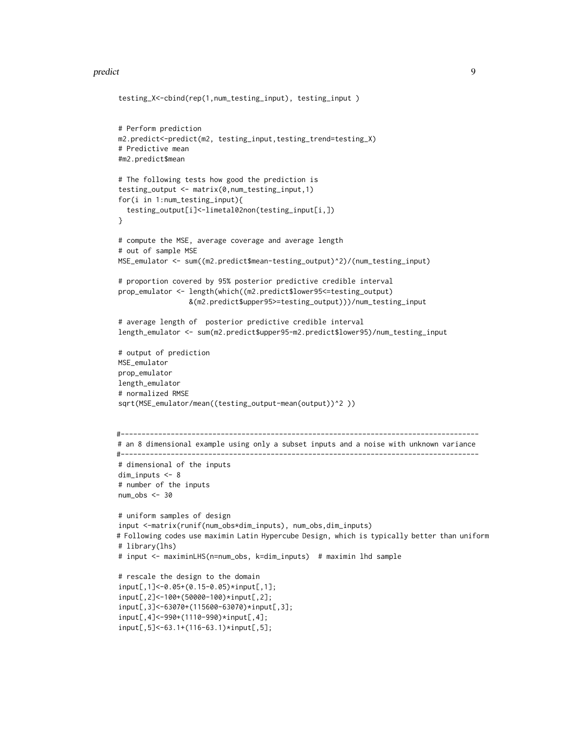```
testing_X<-cbind(rep(1,num_testing_input), testing_input )


# Perform prediction
m2.predict<-predict(m2, testing_input,testing_trend=testing_X)
# Predictive mean
#m2.predict$mean

# The following tests how good the prediction is
testing_output <- matrix(0,num_testing_input,1)
for(i in 1:num_testing_input){
  testing_output[i]<-limetal02non(testing_input[i,])
}

# compute the MSE, average coverage and average length
# out of sample MSE
MSE_emulator <- sum((m2.predict$mean-testing_output)^2)/(num_testing_input)

# proportion covered by 95% posterior predictive credible interval
prop_emulator <- length(which((m2.predict$lower95<=testing_output)
                 &(m2.predict$upper95>=testing_output)))/num_testing_input

# average length of  posterior predictive credible interval
length_emulator <- sum(m2.predict$upper95-m2.predict$lower95)/num_testing_input

# output of prediction
MSE_emulator
prop_emulator
length_emulator
# normalized RMSE
sqrt(MSE_emulator/mean((testing_output-mean(output))^2 ))


#-------------------------------------------------------------------------------------
# an 8 dimensional example using only a subset inputs and a noise with unknown variance
#-------------------------------------------------------------------------------------
# dimensional of the inputs
dim_inputs <- 8
# number of the inputs
num_obs <- 30

# uniform samples of design
input <-matrix(runif(num_obs*dim_inputs), num_obs,dim_inputs)
# Following codes use maximin Latin Hypercube Design, which is typically better than uniform
# library(lhs)
# input <- maximinLHS(n=num_obs, k=dim_inputs)  # maximin lhd sample

# rescale the design to the domain
input[,1]<-0.05+(0.15-0.05)*input[,1];
input[,2]<-100+(50000-100)*input[,2];
input[,3]<-63070+(115600-63070)*input[,3];
input[,4]<-990+(1110-990)*input[,4];
input[,5]<-63.1+(116-63.1)*input[,5];
```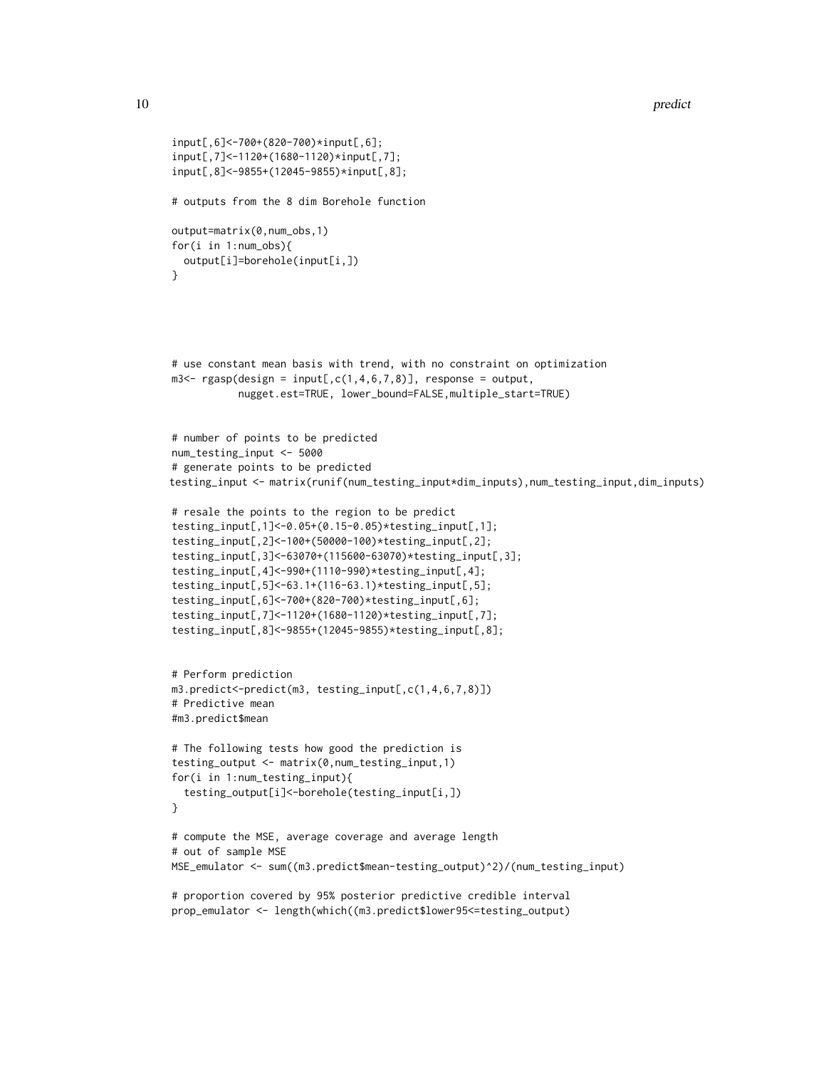```
input[,6]<-700+(820-700)*input[,6];
input[,7]<-1120+(1680-1120)*input[,7];
input[,8]<-9855+(12045-9855)*input[,8];

# outputs from the 8 dim Borehole function

output=matrix(0,num_obs,1)
for(i in 1:num_obs){
  output[i]=borehole(input[i,])
}




# use constant mean basis with trend, with no constraint on optimization
m3<- rgasp(design = input[,c(1,4,6,7,8)], response = output,
           nugget.est=TRUE, lower_bound=FALSE,multiple_start=TRUE)


# number of points to be predicted
num_testing_input <- 5000
# generate points to be predicted
testing_input <- matrix(runif(num_testing_input*dim_inputs),num_testing_input,dim_inputs)

# resale the points to the region to be predict
testing_input[,1]<-0.05+(0.15-0.05)*testing_input[,1];
testing_input[,2]<-100+(50000-100)*testing_input[,2];
testing_input[,3]<-63070+(115600-63070)*testing_input[,3];
testing_input[,4]<-990+(1110-990)*testing_input[,4];
testing_input[,5]<-63.1+(116-63.1)*testing_input[,5];
testing_input[,6]<-700+(820-700)*testing_input[,6];
testing_input[,7]<-1120+(1680-1120)*testing_input[,7];
testing_input[,8]<-9855+(12045-9855)*testing_input[,8];


# Perform prediction
m3.predict<-predict(m3, testing_input[,c(1,4,6,7,8)])
# Predictive mean
#m3.predict$mean

# The following tests how good the prediction is
testing_output <- matrix(0,num_testing_input,1)
for(i in 1:num_testing_input){
  testing_output[i]<-borehole(testing_input[i,])
}

# compute the MSE, average coverage and average length
# out of sample MSE
MSE_emulator <- sum((m3.predict$mean-testing_output)^2)/(num_testing_input)

# proportion covered by 95% posterior predictive credible interval
prop_emulator <- length(which((m3.predict$lower95<=testing_output)
```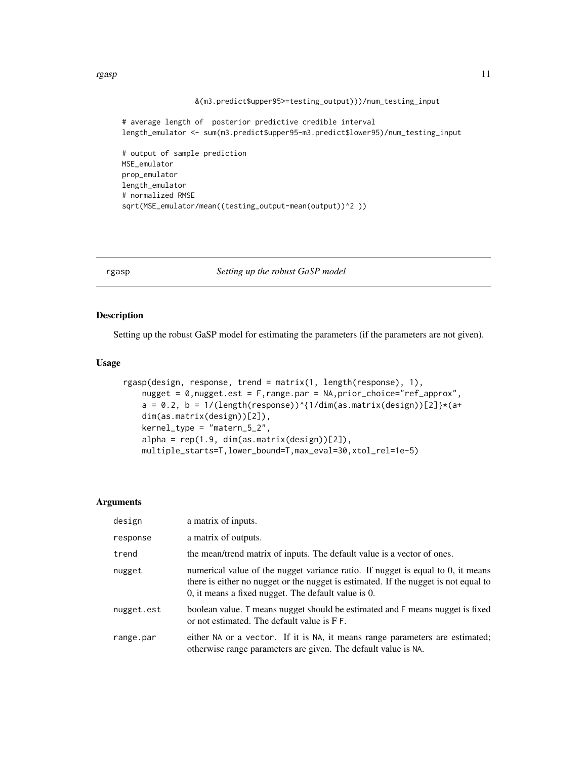```
                &(m3.predict$upper95>=testing_output)))/num_testing_input

# average length of  posterior predictive credible interval
length_emulator <- sum(m3.predict$upper95-m3.predict$lower95)/num_testing_input

# output of sample prediction
MSE_emulator
prop_emulator
length_emulator
# normalized RMSE
sqrt(MSE_emulator/mean((testing_output-mean(output))^2 ))
```

---

## rgasp *Setting up the robust GaSP model*

---

### Description

Setting up the robust GaSP model for estimating the parameters (if the parameters are not given).

### Usage

```
rgasp(design, response, trend = matrix(1, length(response), 1),
    nugget = 0,nugget.est = F,range.par = NA,prior_choice="ref_approx",
    a = 0.2, b = 1/(length(response))^{1/dim(as.matrix(design))[2]}*(a+
    dim(as.matrix(design))[2]),
    kernel_type = "matern_5_2",
    alpha = rep(1.9, dim(as.matrix(design))[2]),
    multiple_starts=T,lower_bound=T,max_eval=30,xtol_rel=1e-5)
```

### Arguments

| | |
|---|---|
| `design` | a matrix of inputs. |
| `response` | a matrix of outputs. |
| `trend` | the mean/trend matrix of inputs. The default value is a vector of ones. |
| `nugget` | numerical value of the nugget variance ratio. If nugget is equal to 0, it means there is either no nugget or the nugget is estimated. If the nugget is not equal to 0, it means a fixed nugget. The default value is 0. |
| `nugget.est` | boolean value. `T` means nugget should be estimated and `F` means nugget is fixed or not estimated. The default value is F `F`. |
| `range.par` | either `NA` or a `vector`. If it is `NA`, it means range parameters are estimated; otherwise range parameters are given. The default value is `NA`. |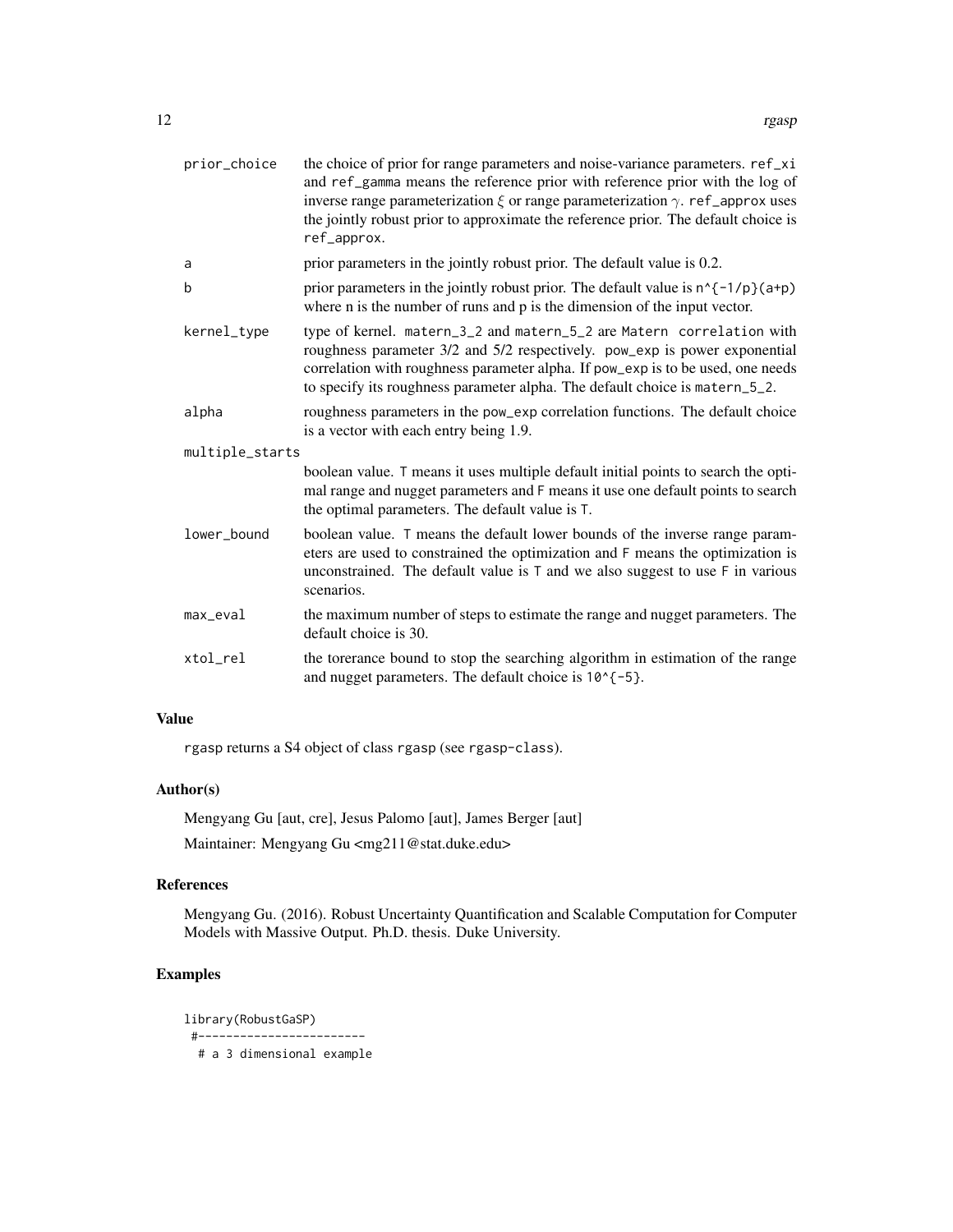| | |
|---|---|
| prior_choice | the choice of prior for range parameters and noise-variance parameters. ref_xi and ref_gamma means the reference prior with reference prior with the log of inverse range parameterization $\xi$ or range parameterization $\gamma$. ref_approx uses the jointly robust prior to approximate the reference prior. The default choice is ref_approx. |
| a | prior parameters in the jointly robust prior. The default value is 0.2. |
| b | prior parameters in the jointly robust prior. The default value is n^{-1/p}(a+p) where n is the number of runs and p is the dimension of the input vector. |
| kernel_type | type of kernel. matern_3_2 and matern_5_2 are Matern correlation with roughness parameter 3/2 and 5/2 respectively. pow_exp is power exponential correlation with roughness parameter alpha. If pow_exp is to be used, one needs to specify its roughness parameter alpha. The default choice is matern_5_2. |
| alpha | roughness parameters in the pow_exp correlation functions. The default choice is a vector with each entry being 1.9. |
| multiple_starts | boolean value. T means it uses multiple default initial points to search the optimal range and nugget parameters and F means it use one default points to search the optimal parameters. The default value is T. |
| lower_bound | boolean value. T means the default lower bounds of the inverse range parameters are used to constrained the optimization and F means the optimization is unconstrained. The default value is T and we also suggest to use F in various scenarios. |
| max_eval | the maximum number of steps to estimate the range and nugget parameters. The default choice is 30. |
| xtol_rel | the torerance bound to stop the searching algorithm in estimation of the range and nugget parameters. The default choice is 10^{-5}. |

## Value

rgasp returns a S4 object of class rgasp (see rgasp-class).

## Author(s)

Mengyang Gu [aut, cre], Jesus Palomo [aut], James Berger [aut]

Maintainer: Mengyang Gu <mg211@stat.duke.edu>

## References

Mengyang Gu. (2016). Robust Uncertainty Quantification and Scalable Computation for Computer Models with Massive Output. Ph.D. thesis. Duke University.

## Examples

```
library(RobustGaSP)
 #------------------------
  # a 3 dimensional example
```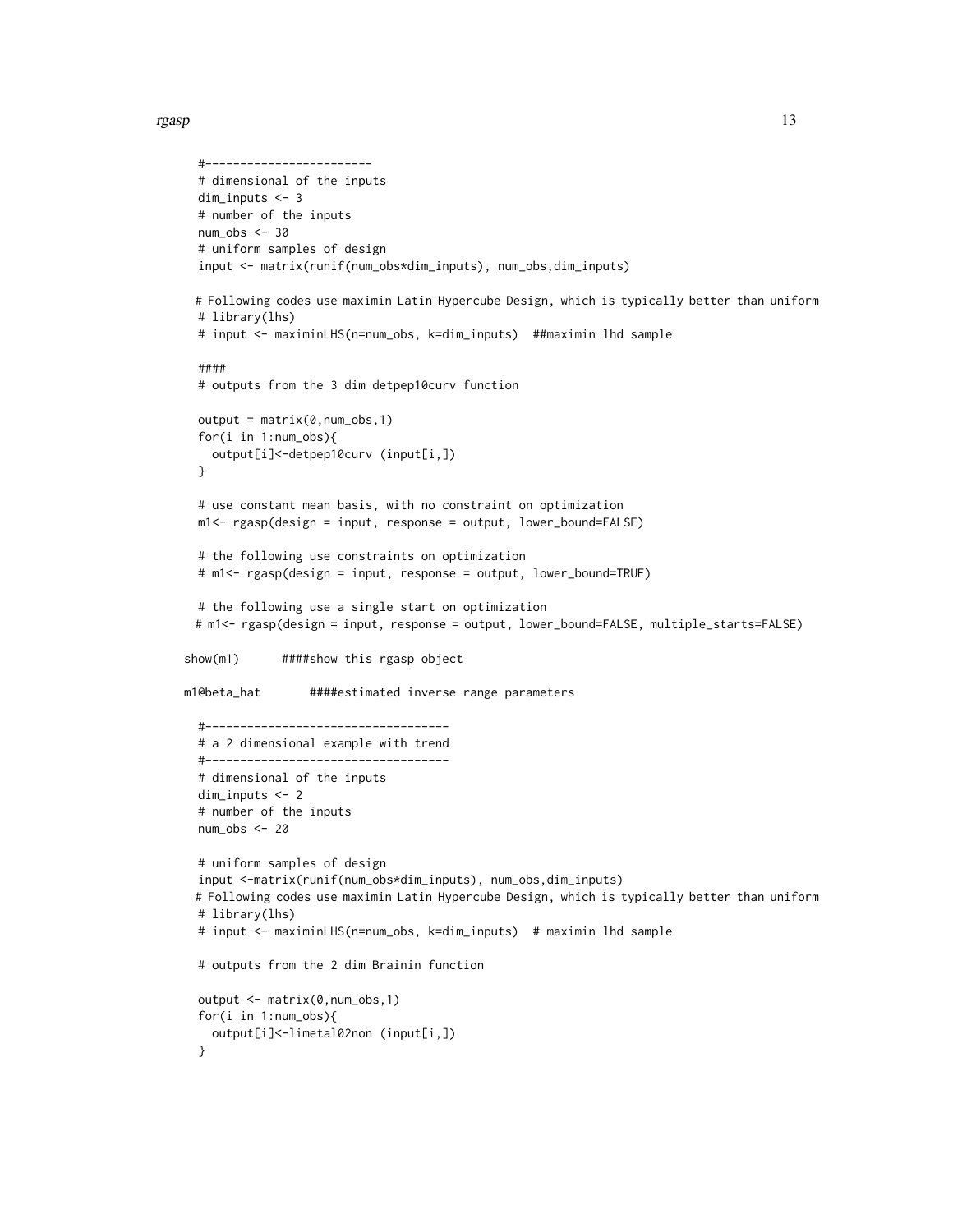```
  #------------------------
  # dimensional of the inputs
  dim_inputs <- 3
  # number of the inputs
  num_obs <- 30
  # uniform samples of design
  input <- matrix(runif(num_obs*dim_inputs), num_obs,dim_inputs)

 # Following codes use maximin Latin Hypercube Design, which is typically better than uniform
  # library(lhs)
  # input <- maximinLHS(n=num_obs, k=dim_inputs)  ##maximin lhd sample

  ####
  # outputs from the 3 dim detpep10curv function

  output = matrix(0,num_obs,1)
  for(i in 1:num_obs){
    output[i]<-detpep10curv (input[i,])
  }

  # use constant mean basis, with no constraint on optimization
  m1<- rgasp(design = input, response = output, lower_bound=FALSE)

  # the following use constraints on optimization
  # m1<- rgasp(design = input, response = output, lower_bound=TRUE)

  # the following use a single start on optimization
 # m1<- rgasp(design = input, response = output, lower_bound=FALSE, multiple_starts=FALSE)

show(m1)      ####show this rgasp object

m1@beta_hat       ####estimated inverse range parameters

  #-----------------------------------
  # a 2 dimensional example with trend
  #-----------------------------------
  # dimensional of the inputs
  dim_inputs <- 2
  # number of the inputs
  num_obs <- 20

  # uniform samples of design
  input <-matrix(runif(num_obs*dim_inputs), num_obs,dim_inputs)
 # Following codes use maximin Latin Hypercube Design, which is typically better than uniform
  # library(lhs)
  # input <- maximinLHS(n=num_obs, k=dim_inputs)  # maximin lhd sample

  # outputs from the 2 dim Brainin function

  output <- matrix(0,num_obs,1)
  for(i in 1:num_obs){
    output[i]<-limetal02non (input[i,])
  }
```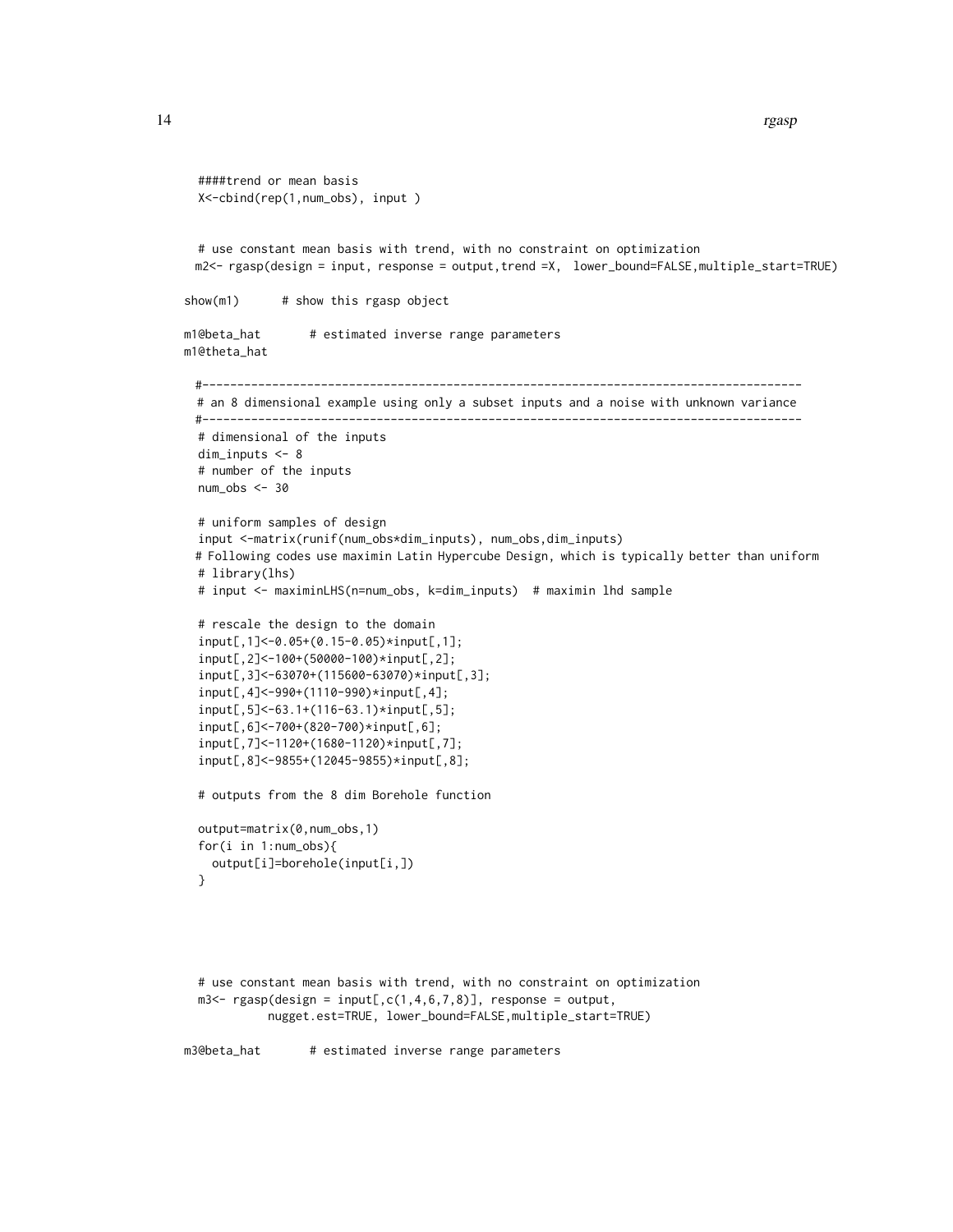```
  ####trend or mean basis
  X<-cbind(rep(1,num_obs), input )


  # use constant mean basis with trend, with no constraint on optimization
  m2<- rgasp(design = input, response = output,trend =X,  lower_bound=FALSE,multiple_start=TRUE)

show(m1)      # show this rgasp object

m1@beta_hat       # estimated inverse range parameters
m1@theta_hat

  #--------------------------------------------------------------------------------------
  # an 8 dimensional example using only a subset inputs and a noise with unknown variance
  #--------------------------------------------------------------------------------------
  # dimensional of the inputs
  dim_inputs <- 8
  # number of the inputs
  num_obs <- 30

  # uniform samples of design
  input <-matrix(runif(num_obs*dim_inputs), num_obs,dim_inputs)
  # Following codes use maximin Latin Hypercube Design, which is typically better than uniform
  # library(lhs)
  # input <- maximinLHS(n=num_obs, k=dim_inputs)  # maximin lhd sample

  # rescale the design to the domain
  input[,1]<-0.05+(0.15-0.05)*input[,1];
  input[,2]<-100+(50000-100)*input[,2];
  input[,3]<-63070+(115600-63070)*input[,3];
  input[,4]<-990+(1110-990)*input[,4];
  input[,5]<-63.1+(116-63.1)*input[,5];
  input[,6]<-700+(820-700)*input[,6];
  input[,7]<-1120+(1680-1120)*input[,7];
  input[,8]<-9855+(12045-9855)*input[,8];

  # outputs from the 8 dim Borehole function

  output=matrix(0,num_obs,1)
  for(i in 1:num_obs){
    output[i]=borehole(input[i,])
  }




  # use constant mean basis with trend, with no constraint on optimization
  m3<- rgasp(design = input[,c(1,4,6,7,8)], response = output,
           nugget.est=TRUE, lower_bound=FALSE,multiple_start=TRUE)

m3@beta_hat       # estimated inverse range parameters
```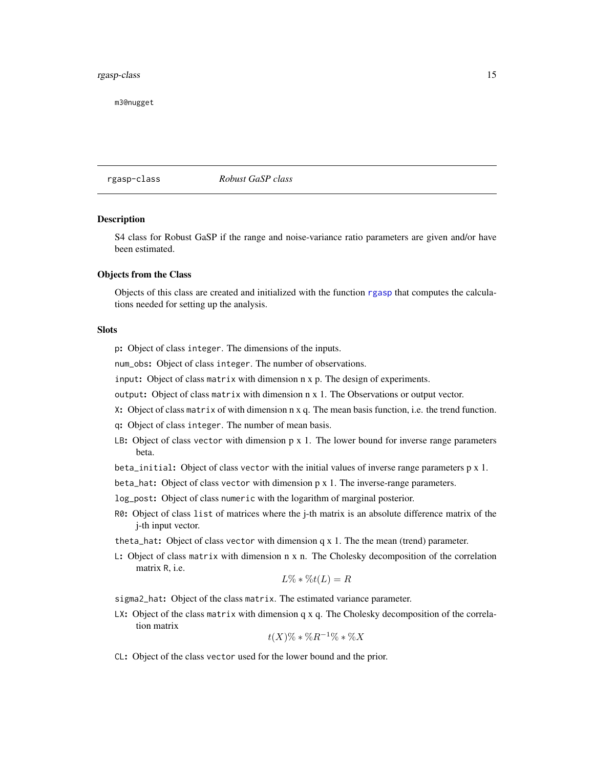```
m3@nugget
```

## rgasp-class *Robust GaSP class*

### Description

S4 class for Robust GaSP if the range and noise-variance ratio parameters are given and/or have been estimated.

### Objects from the Class

Objects of this class are created and initialized with the function rgasp that computes the calculations needed for setting up the analysis.

### Slots

- `p`: Object of class `integer`. The dimensions of the inputs.
- `num_obs`: Object of class `integer`. The number of observations.
- `input`: Object of class `matrix` with dimension n x p. The design of experiments.
- `output`: Object of class `matrix` with dimension n x 1. The Observations or output vector.
- `X`: Object of class `matrix` of with dimension n x q. The mean basis function, i.e. the trend function.
- `q`: Object of class `integer`. The number of mean basis.
- `LB`: Object of class `vector` with dimension p x 1. The lower bound for inverse range parameters beta.
- `beta_initial`: Object of class `vector` with the initial values of inverse range parameters p x 1.
- `beta_hat`: Object of class `vector` with dimension p x 1. The inverse-range parameters.
- `log_post`: Object of class `numeric` with the logarithm of marginal posterior.
- `R0`: Object of class `list` of matrices where the j-th matrix is an absolute difference matrix of the j-th input vector.
- `theta_hat`: Object of class `vector` with dimension q x 1. The the mean (trend) parameter.
- `L`: Object of class `matrix` with dimension n x n. The Cholesky decomposition of the correlation matrix `R`, i.e.

$$L\%*\%t(L) = R$$

- `sigma2_hat`: Object of the class `matrix`. The estimated variance parameter.
- `LX`: Object of the class `matrix` with dimension q x q. The Cholesky decomposition of the correlation matrix

$$t(X)\%*\%R^{-1}\%*\%X$$

- `CL`: Object of the class `vector` used for the lower bound and the prior.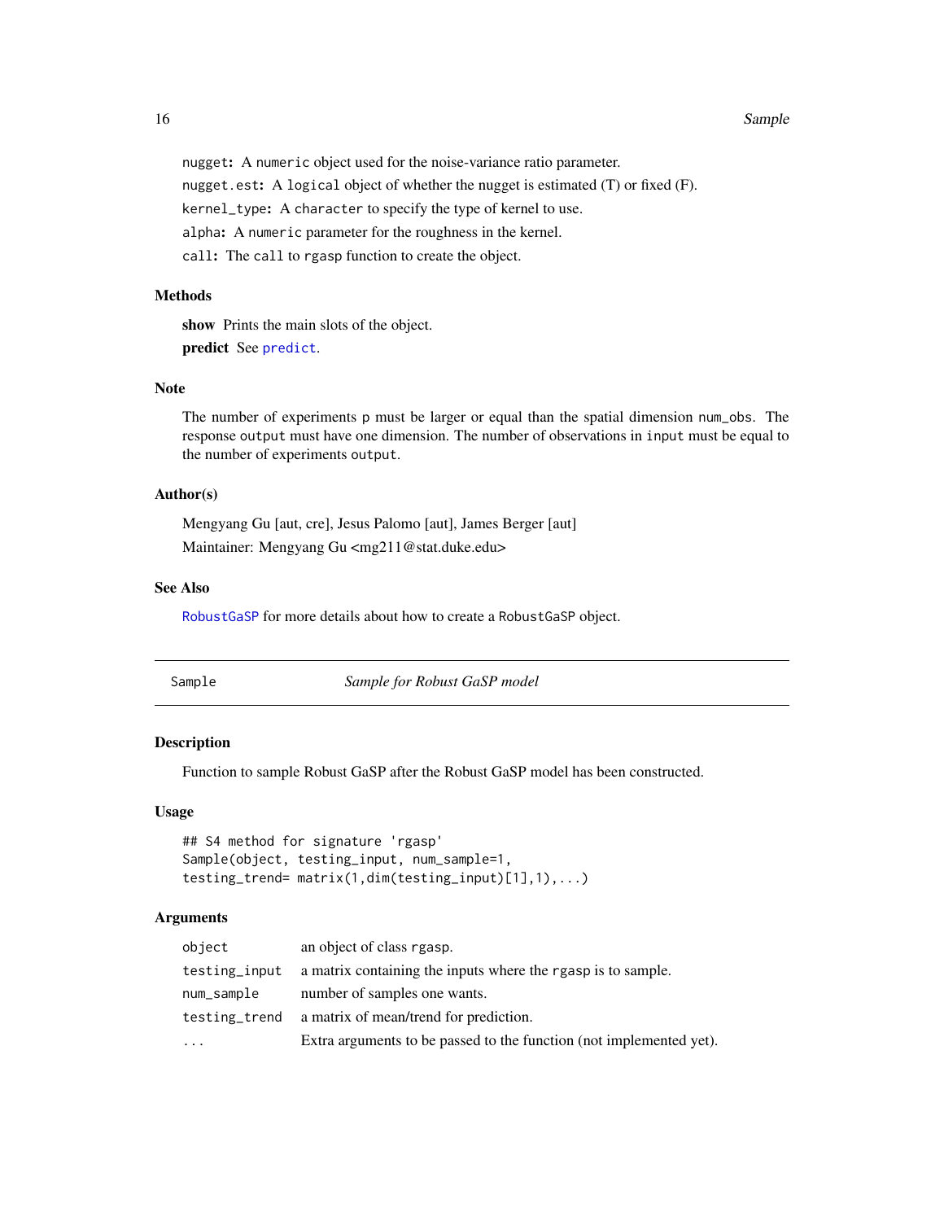nugget: A numeric object used for the noise-variance ratio parameter.

nugget.est: A logical object of whether the nugget is estimated (T) or fixed (F).

kernel_type: A character to specify the type of kernel to use.

alpha: A numeric parameter for the roughness in the kernel.

call: The call to rgasp function to create the object.

### Methods

**show** Prints the main slots of the object.

**predict** See predict.

### Note

The number of experiments p must be larger or equal than the spatial dimension num_obs. The response output must have one dimension. The number of observations in input must be equal to the number of experiments output.

### Author(s)

Mengyang Gu [aut, cre], Jesus Palomo [aut], James Berger [aut]

Maintainer: Mengyang Gu <mg211@stat.duke.edu>

### See Also

RobustGaSP for more details about how to create a RobustGaSP object.

---

## Sample — *Sample for Robust GaSP model*

### Description

Function to sample Robust GaSP after the Robust GaSP model has been constructed.

### Usage

```
## S4 method for signature 'rgasp'
Sample(object, testing_input, num_sample=1,
testing_trend= matrix(1,dim(testing_input)[1],1),...)
```

### Arguments

| | |
|---|---|
| object | an object of class rgasp. |
| testing_input | a matrix containing the inputs where the rgasp is to sample. |
| num_sample | number of samples one wants. |
| testing_trend | a matrix of mean/trend for prediction. |
| ... | Extra arguments to be passed to the function (not implemented yet). |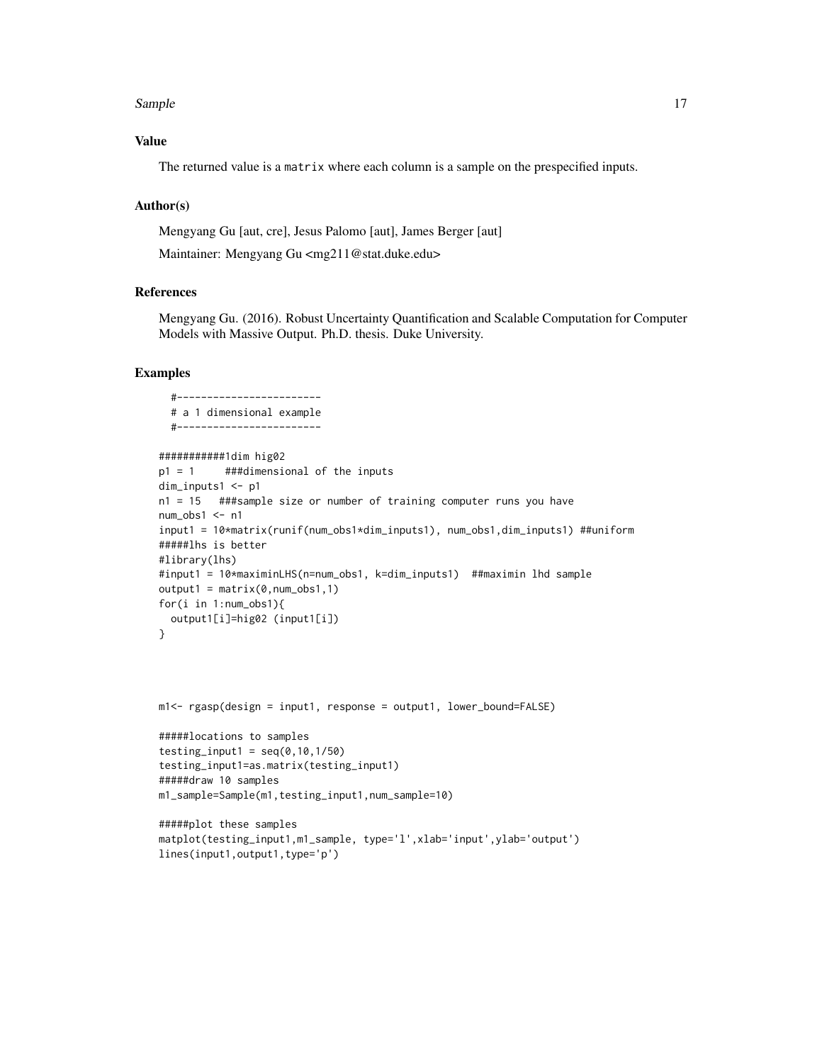### Value

The returned value is a `matrix` where each column is a sample on the prespecified inputs.

### Author(s)

Mengyang Gu [aut, cre], Jesus Palomo [aut], James Berger [aut]

Maintainer: Mengyang Gu <mg211@stat.duke.edu>

### References

Mengyang Gu. (2016). Robust Uncertainty Quantification and Scalable Computation for Computer Models with Massive Output. Ph.D. thesis. Duke University.

### Examples

```
  #------------------------
  # a 1 dimensional example
  #------------------------

###########1dim hig02
p1 = 1     ###dimensional of the inputs
dim_inputs1 <- p1
n1 = 15   ###sample size or number of training computer runs you have
num_obs1 <- n1
input1 = 10*matrix(runif(num_obs1*dim_inputs1), num_obs1,dim_inputs1) ##uniform
#####lhs is better
#library(lhs)
#input1 = 10*maximinLHS(n=num_obs1, k=dim_inputs1)  ##maximin lhd sample
output1 = matrix(0,num_obs1,1)
for(i in 1:num_obs1){
  output1[i]=hig02 (input1[i])
}



m1<- rgasp(design = input1, response = output1, lower_bound=FALSE)

#####locations to samples
testing_input1 = seq(0,10,1/50)
testing_input1=as.matrix(testing_input1)
#####draw 10 samples
m1_sample=Sample(m1,testing_input1,num_sample=10)

#####plot these samples
matplot(testing_input1,m1_sample, type='l',xlab='input',ylab='output')
lines(input1,output1,type='p')
```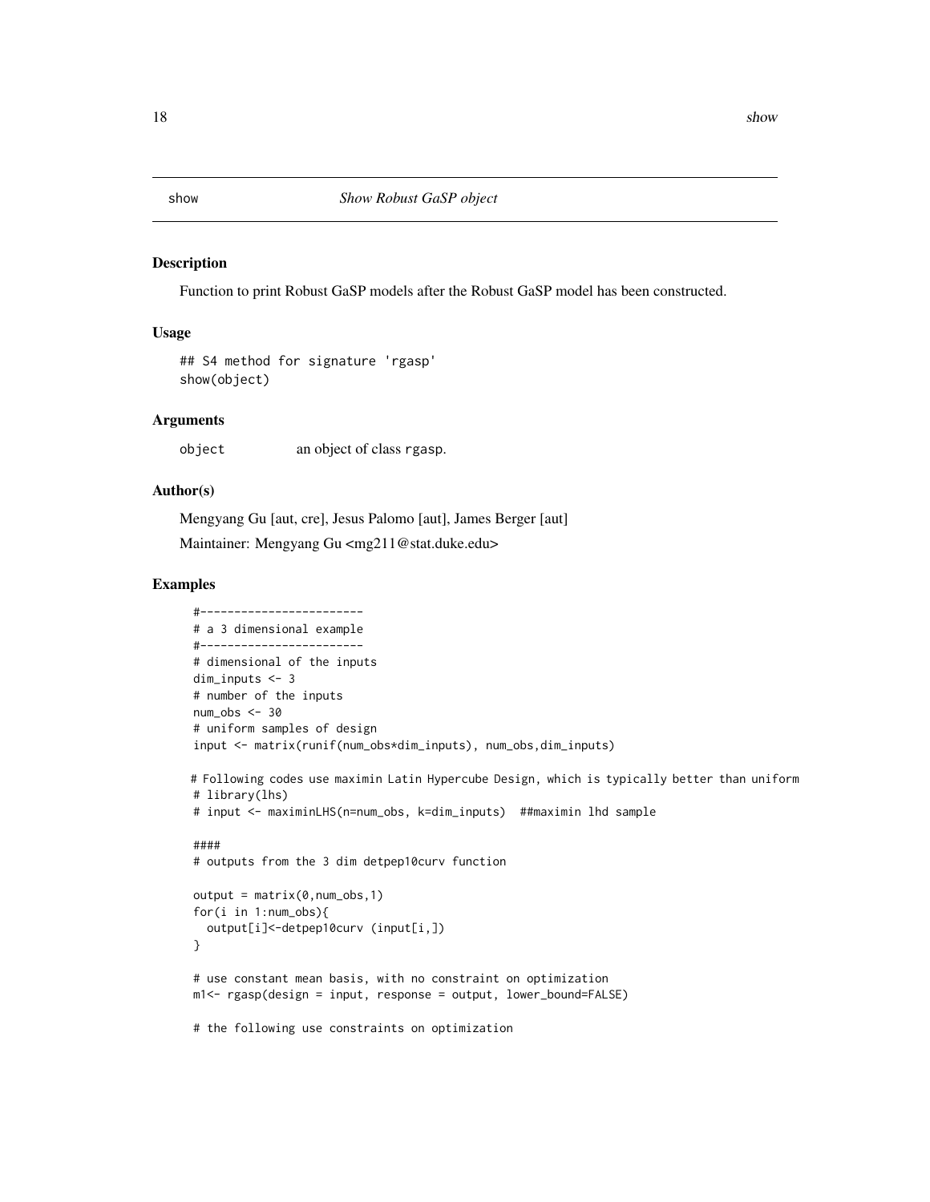# show *Show Robust GaSP object*

## Description

Function to print Robust GaSP models after the Robust GaSP model has been constructed.

## Usage

```
## S4 method for signature 'rgasp'
show(object)
```

## Arguments

object an object of class `rgasp`.

## Author(s)

Mengyang Gu [aut, cre], Jesus Palomo [aut], James Berger [aut]

Maintainer: Mengyang Gu <mg211@stat.duke.edu>

## Examples

```
  #------------------------
  # a 3 dimensional example
  #------------------------
  # dimensional of the inputs
  dim_inputs <- 3
  # number of the inputs
  num_obs <- 30
  # uniform samples of design
  input <- matrix(runif(num_obs*dim_inputs), num_obs,dim_inputs)

 # Following codes use maximin Latin Hypercube Design, which is typically better than uniform
  # library(lhs)
  # input <- maximinLHS(n=num_obs, k=dim_inputs)  ##maximin lhd sample

  ####
  # outputs from the 3 dim detpep10curv function

  output = matrix(0,num_obs,1)
  for(i in 1:num_obs){
    output[i]<-detpep10curv (input[i,])
  }

  # use constant mean basis, with no constraint on optimization
  m1<- rgasp(design = input, response = output, lower_bound=FALSE)

  # the following use constraints on optimization
```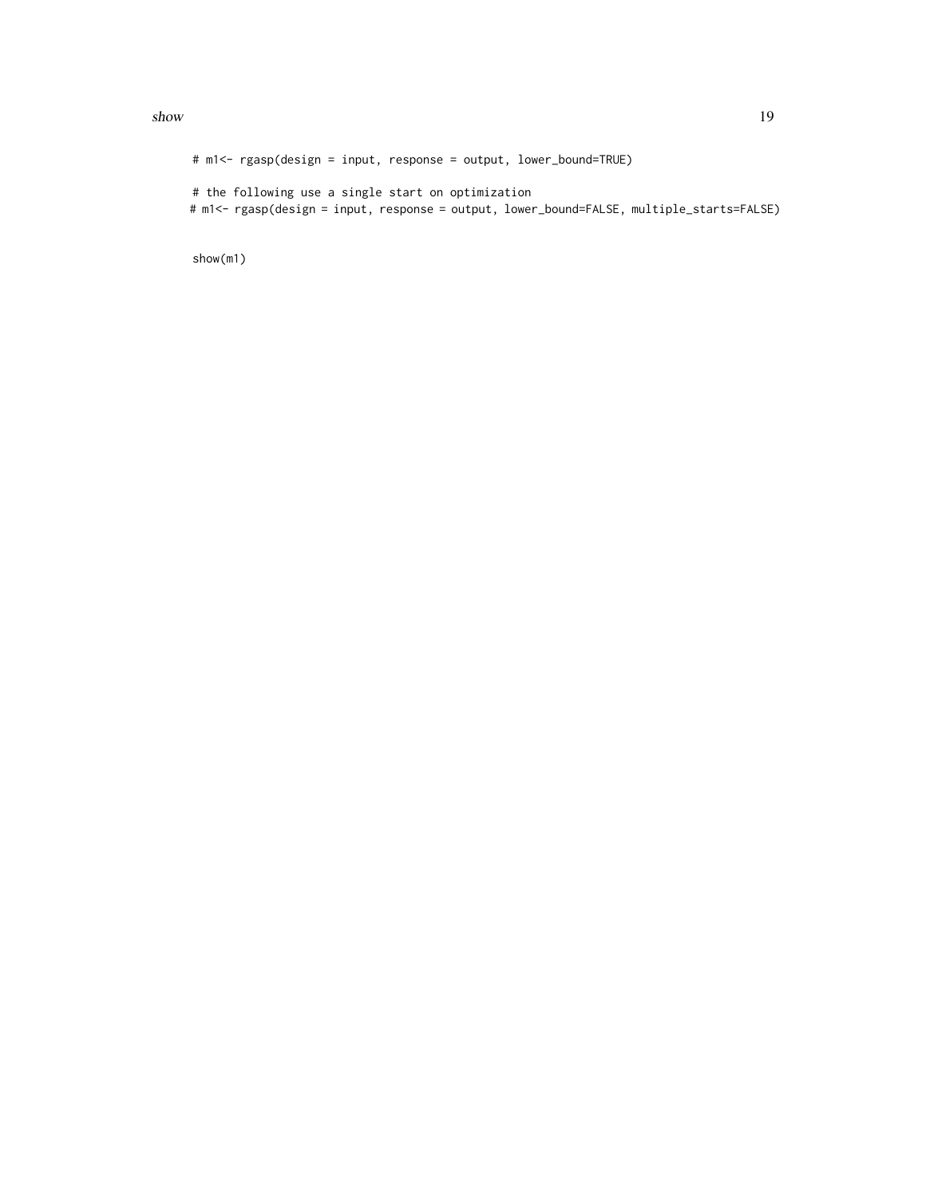```
# m1<- rgasp(design = input, response = output, lower_bound=TRUE)

# the following use a single start on optimization
# m1<- rgasp(design = input, response = output, lower_bound=FALSE, multiple_starts=FALSE)


show(m1)
```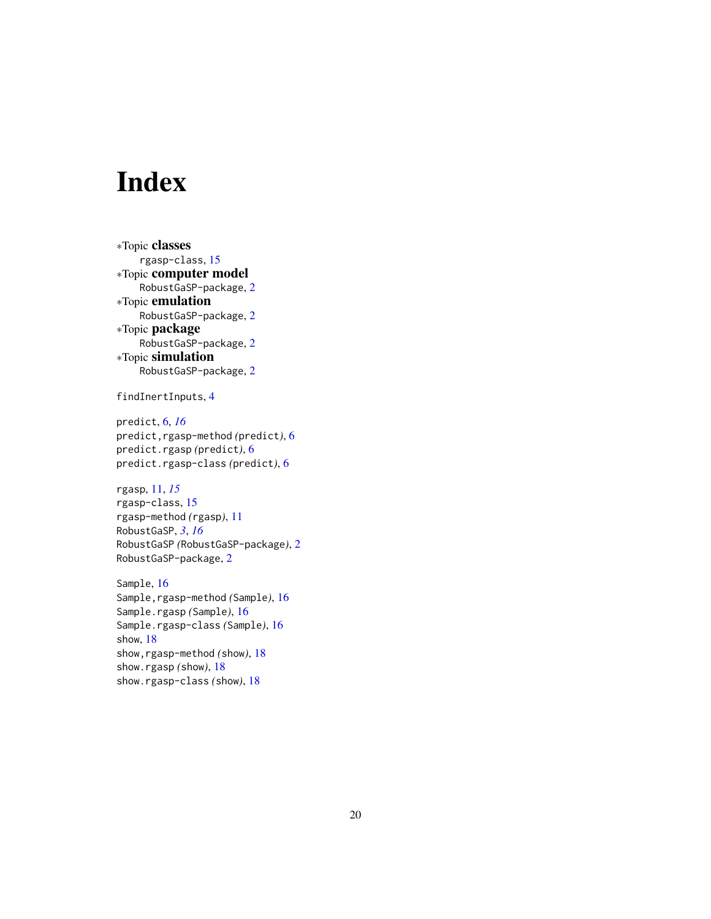# Index

∗Topic **classes**
  rgasp-class, 15

∗Topic **computer model**
  RobustGaSP-package, 2

∗Topic **emulation**
  RobustGaSP-package, 2

∗Topic **package**
  RobustGaSP-package, 2

∗Topic **simulation**
  RobustGaSP-package, 2

findInertInputs, 4

predict, 6, *16*
predict,rgasp-method *(*predict*)*, 6
predict.rgasp *(*predict*)*, 6
predict.rgasp-class *(*predict*)*, 6

rgasp, 11, *15*
rgasp-class, 15
rgasp-method *(*rgasp*)*, 11
RobustGaSP, *3*, *16*
RobustGaSP *(*RobustGaSP-package*)*, 2
RobustGaSP-package, 2

Sample, 16
Sample,rgasp-method *(*Sample*)*, 16
Sample.rgasp *(*Sample*)*, 16
Sample.rgasp-class *(*Sample*)*, 16
show, 18
show,rgasp-method *(*show*)*, 18
show.rgasp *(*show*)*, 18
show.rgasp-class *(*show*)*, 18